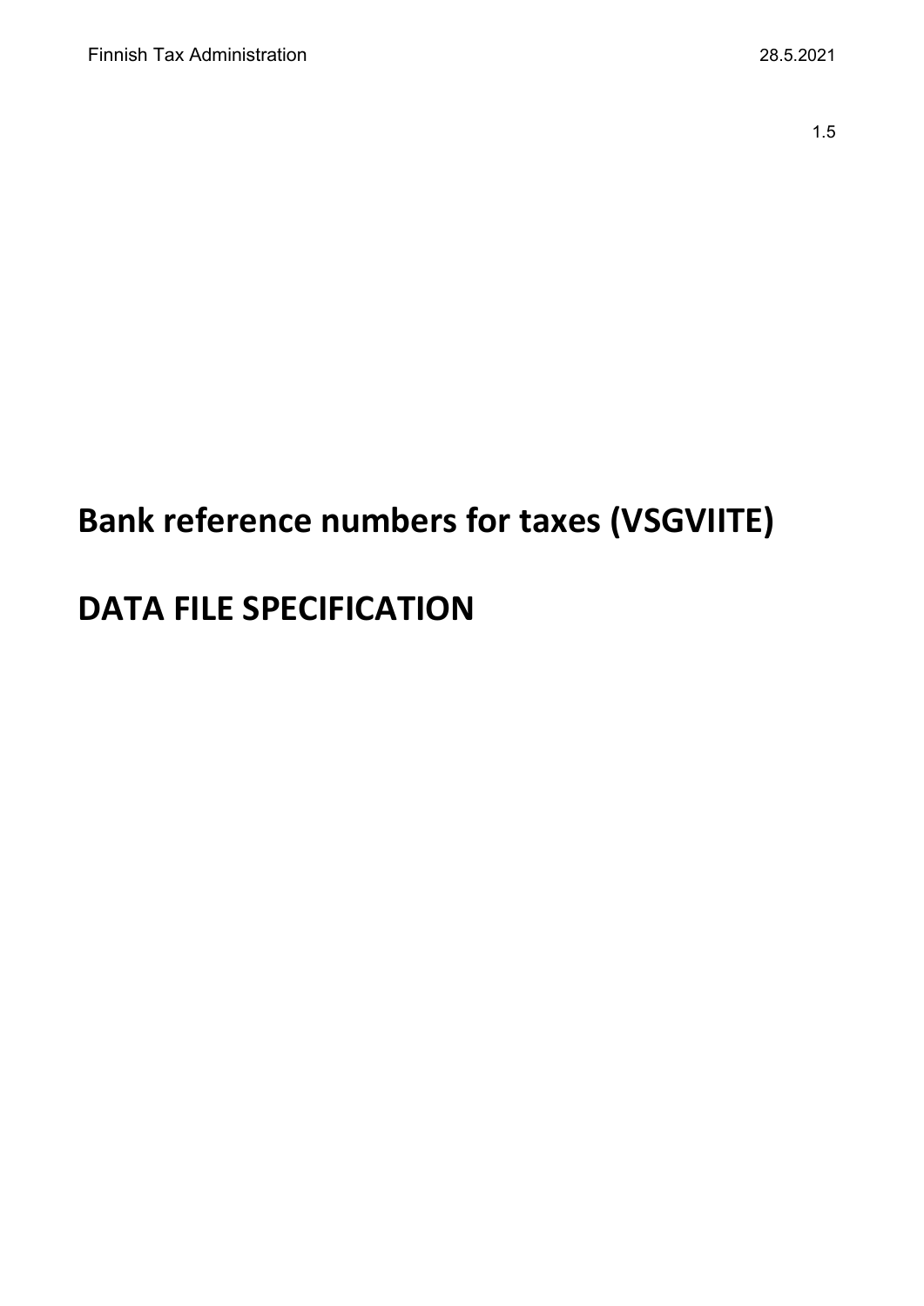Finnish Tax Administration

28.5.2021

1.5

# Bank reference numbers for taxes (VSGVIITE)

# DATA FILE SPECIFICATION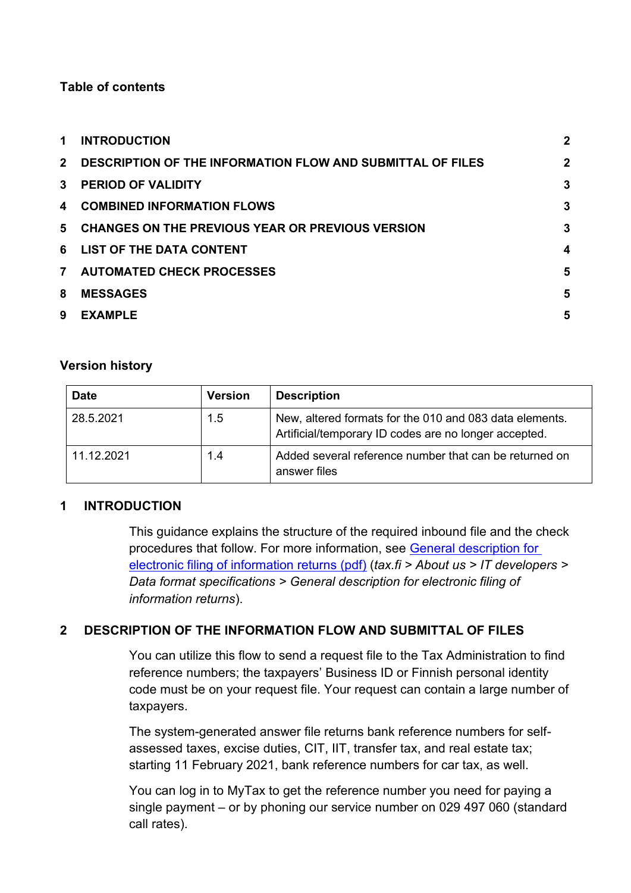**Table of contents**

| | | |
|---|---|---|
| 1 | INTRODUCTION | 2 |
| 2 | DESCRIPTION OF THE INFORMATION FLOW AND SUBMITTAL OF FILES | 2 |
| 3 | PERIOD OF VALIDITY | 3 |
| 4 | COMBINED INFORMATION FLOWS | 3 |
| 5 | CHANGES ON THE PREVIOUS YEAR OR PREVIOUS VERSION | 3 |
| 6 | LIST OF THE DATA CONTENT | 4 |
| 7 | AUTOMATED CHECK PROCESSES | 5 |
| 8 | MESSAGES | 5 |
| 9 | EXAMPLE | 5 |

**Version history**

| Date | Version | Description |
|---|---|---|
| 28.5.2021 | 1.5 | New, altered formats for the 010 and 083 data elements. Artificial/temporary ID codes are no longer accepted. |
| 11.12.2021 | 1.4 | Added several reference number that can be returned on answer files |

## 1 INTRODUCTION

This guidance explains the structure of the required inbound file and the check procedures that follow. For more information, see General description for electronic filing of information returns (pdf) (*tax.fi > About us > IT developers > Data format specifications > General description for electronic filing of information returns*).

## 2 DESCRIPTION OF THE INFORMATION FLOW AND SUBMITTAL OF FILES

You can utilize this flow to send a request file to the Tax Administration to find reference numbers; the taxpayers' Business ID or Finnish personal identity code must be on your request file. Your request can contain a large number of taxpayers.

The system-generated answer file returns bank reference numbers for self-assessed taxes, excise duties, CIT, IIT, transfer tax, and real estate tax; starting 11 February 2021, bank reference numbers for car tax, as well.

You can log in to MyTax to get the reference number you need for paying a single payment – or by phoning our service number on 029 497 060 (standard call rates).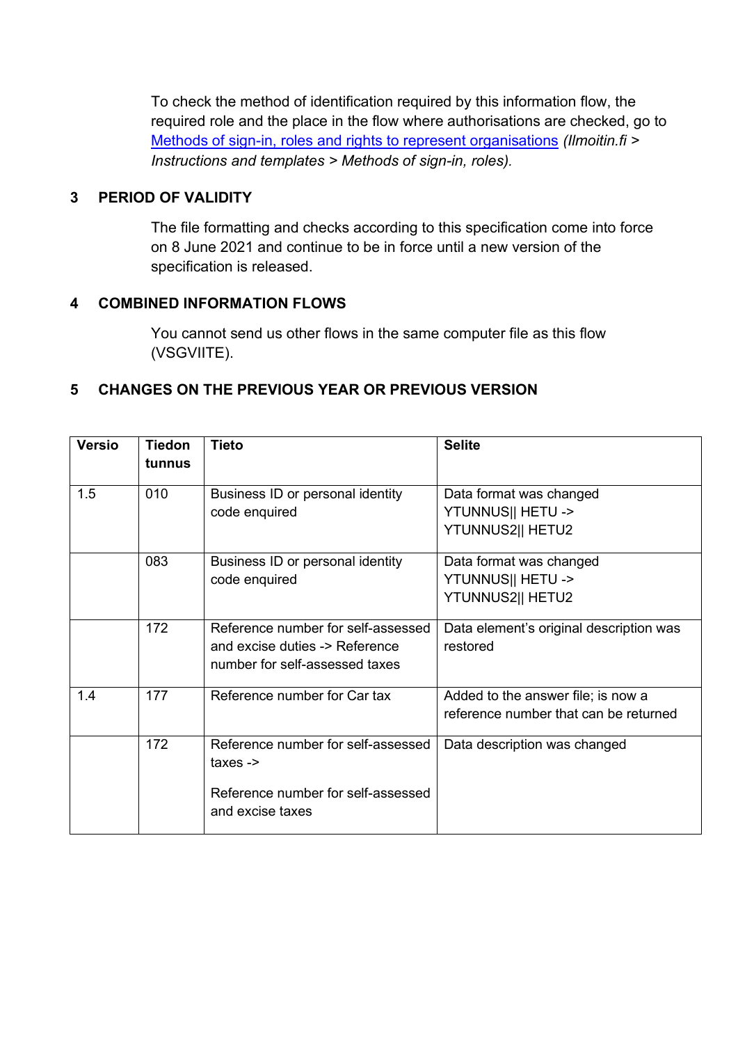To check the method of identification required by this information flow, the required role and the place in the flow where authorisations are checked, go to [Methods of sign-in, roles and rights to represent organisations](#) *(Ilmoitin.fi > Instructions and templates > Methods of sign-in, roles).*

## 3 PERIOD OF VALIDITY

The file formatting and checks according to this specification come into force on 8 June 2021 and continue to be in force until a new version of the specification is released.

## 4 COMBINED INFORMATION FLOWS

You cannot send us other flows in the same computer file as this flow (VSGVIITE).

## 5 CHANGES ON THE PREVIOUS YEAR OR PREVIOUS VERSION

| Versio | Tiedon tunnus | Tieto | Selite |
|---|---|---|---|
| 1.5 | 010 | Business ID or personal identity code enquired | Data format was changed YTUNNUS\|\| HETU -> YTUNNUS2\|\| HETU2 |
| | 083 | Business ID or personal identity code enquired | Data format was changed YTUNNUS\|\| HETU -> YTUNNUS2\|\| HETU2 |
| | 172 | Reference number for self-assessed and excise duties -> Reference number for self-assessed taxes | Data element's original description was restored |
| 1.4 | 177 | Reference number for Car tax | Added to the answer file; is now a reference number that can be returned |
| | 172 | Reference number for self-assessed taxes -> <br><br> Reference number for self-assessed and excise taxes | Data description was changed |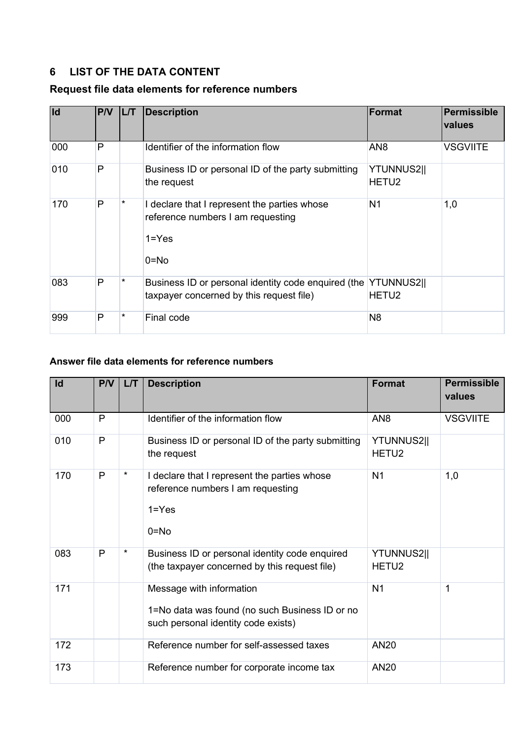## 6 LIST OF THE DATA CONTENT

### Request file data elements for reference numbers

| Id | P/V | L/T | Description | Format | Permissible values |
|---|---|---|---|---|---|
| 000 | P | | Identifier of the information flow | AN8 | VSGVIITE |
| 010 | P | | Business ID or personal ID of the party submitting the request | YTUNNUS2\|\| HETU2 | |
| 170 | P | * | I declare that I represent the parties whose reference numbers I am requesting<br><br>1=Yes<br><br>0=No | N1 | 1,0 |
| 083 | P | * | Business ID or personal identity code enquired (the taxpayer concerned by this request file) | YTUNNUS2\|\| HETU2 | |
| 999 | P | * | Final code | N8 | |

### Answer file data elements for reference numbers

| Id | P/V | L/T | Description | Format | Permissible values |
|---|---|---|---|---|---|
| 000 | P | | Identifier of the information flow | AN8 | VSGVIITE |
| 010 | P | | Business ID or personal ID of the party submitting the request | YTUNNUS2\|\| HETU2 | |
| 170 | P | * | I declare that I represent the parties whose reference numbers I am requesting<br><br>1=Yes<br><br>0=No | N1 | 1,0 |
| 083 | P | * | Business ID or personal identity code enquired (the taxpayer concerned by this request file) | YTUNNUS2\|\| HETU2 | |
| 171 | | | Message with information<br><br>1=No data was found (no such Business ID or no such personal identity code exists) | N1 | 1 |
| 172 | | | Reference number for self-assessed taxes | AN20 | |
| 173 | | | Reference number for corporate income tax | AN20 | |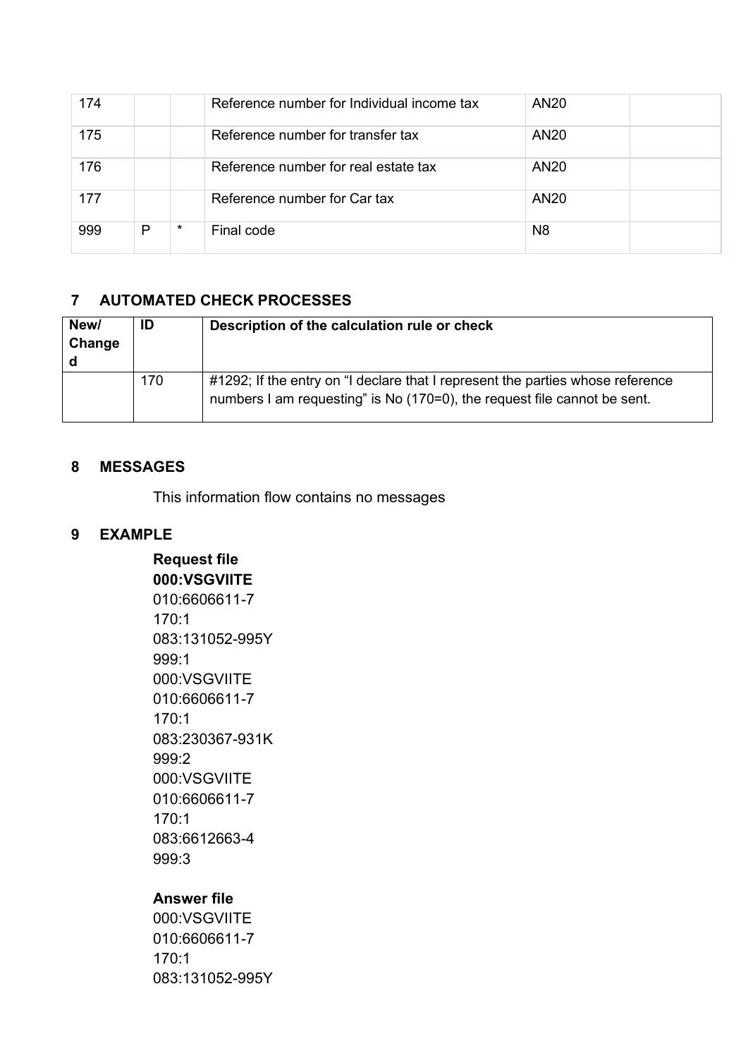| 174 | | | Reference number for Individual income tax | AN20 | |
|---|---|---|---|---|---|
| 175 | | | Reference number for transfer tax | AN20 | |
| 176 | | | Reference number for real estate tax | AN20 | |
| 177 | | | Reference number for Car tax | AN20 | |
| 999 | P | * | Final code | N8 | |

## 7 AUTOMATED CHECK PROCESSES

| New/ Changed | ID | Description of the calculation rule or check |
|---|---|---|
| | 170 | #1292; If the entry on "I declare that I represent the parties whose reference numbers I am requesting" is No (170=0), the request file cannot be sent. |

## 8 MESSAGES

This information flow contains no messages

## 9 EXAMPLE

**Request file**
**000:VSGVIITE**
010:6606611-7
170:1
083:131052-995Y
999:1
000:VSGVIITE
010:6606611-7
170:1
083:230367-931K
999:2
000:VSGVIITE
010:6606611-7
170:1
083:6612663-4
999:3

**Answer file**
000:VSGVIITE
010:6606611-7
170:1
083:131052-995Y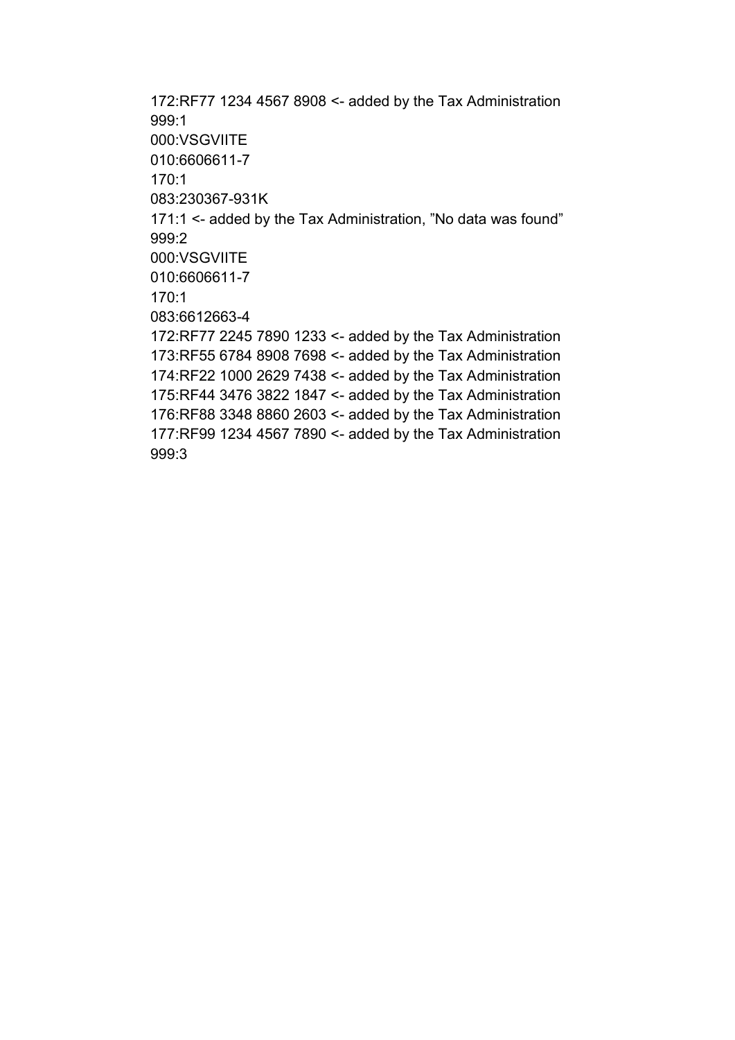172:RF77 1234 4567 8908 <- added by the Tax Administration
999:1
000:VSGVIITE
010:6606611-7
170:1
083:230367-931K
171:1 <- added by the Tax Administration, ”No data was found”
999:2
000:VSGVIITE
010:6606611-7
170:1
083:6612663-4
172:RF77 2245 7890 1233 <- added by the Tax Administration
173:RF55 6784 8908 7698 <- added by the Tax Administration
174:RF22 1000 2629 7438 <- added by the Tax Administration
175:RF44 3476 3822 1847 <- added by the Tax Administration
176:RF88 3348 8860 2603 <- added by the Tax Administration
177:RF99 1234 4567 7890 <- added by the Tax Administration
999:3